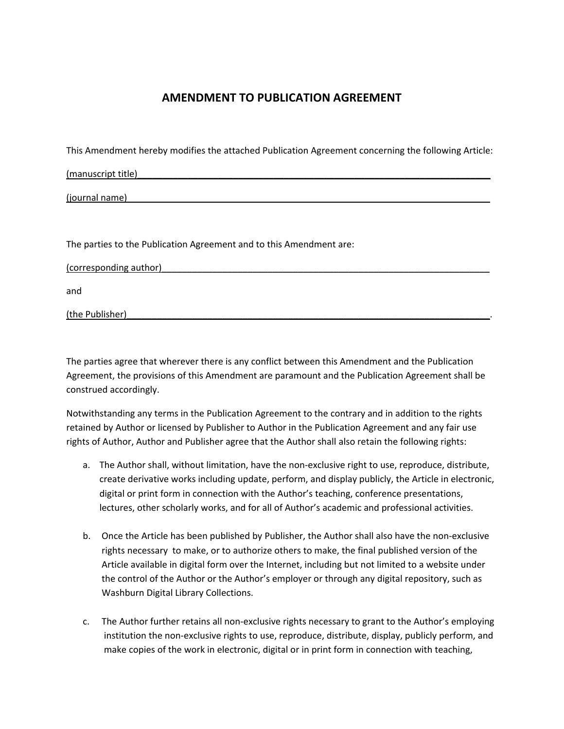# AMENDMENT TO PUBLICATION AGREEMENT

This Amendment hereby modifies the attached Publication Agreement concerning the following Article:

(manuscript title)_______________________________________________________________________

(journal name)__________________________________________________________________________

The parties to the Publication Agreement and to this Amendment are:

(corresponding author)___________________________________________________________________

and

(the Publisher)__________________________________________________________________________.

The parties agree that wherever there is any conflict between this Amendment and the Publication Agreement, the provisions of this Amendment are paramount and the Publication Agreement shall be construed accordingly.

Notwithstanding any terms in the Publication Agreement to the contrary and in addition to the rights retained by Author or licensed by Publisher to Author in the Publication Agreement and any fair use rights of Author, Author and Publisher agree that the Author shall also retain the following rights:

a. The Author shall, without limitation, have the non-exclusive right to use, reproduce, distribute, create derivative works including update, perform, and display publicly, the Article in electronic, digital or print form in connection with the Author's teaching, conference presentations, lectures, other scholarly works, and for all of Author's academic and professional activities.

b. Once the Article has been published by Publisher, the Author shall also have the non-exclusive rights necessary to make, or to authorize others to make, the final published version of the Article available in digital form over the Internet, including but not limited to a website under the control of the Author or the Author's employer or through any digital repository, such as Washburn Digital Library Collections.

c. The Author further retains all non-exclusive rights necessary to grant to the Author's employing institution the non-exclusive rights to use, reproduce, distribute, display, publicly perform, and make copies of the work in electronic, digital or in print form in connection with teaching,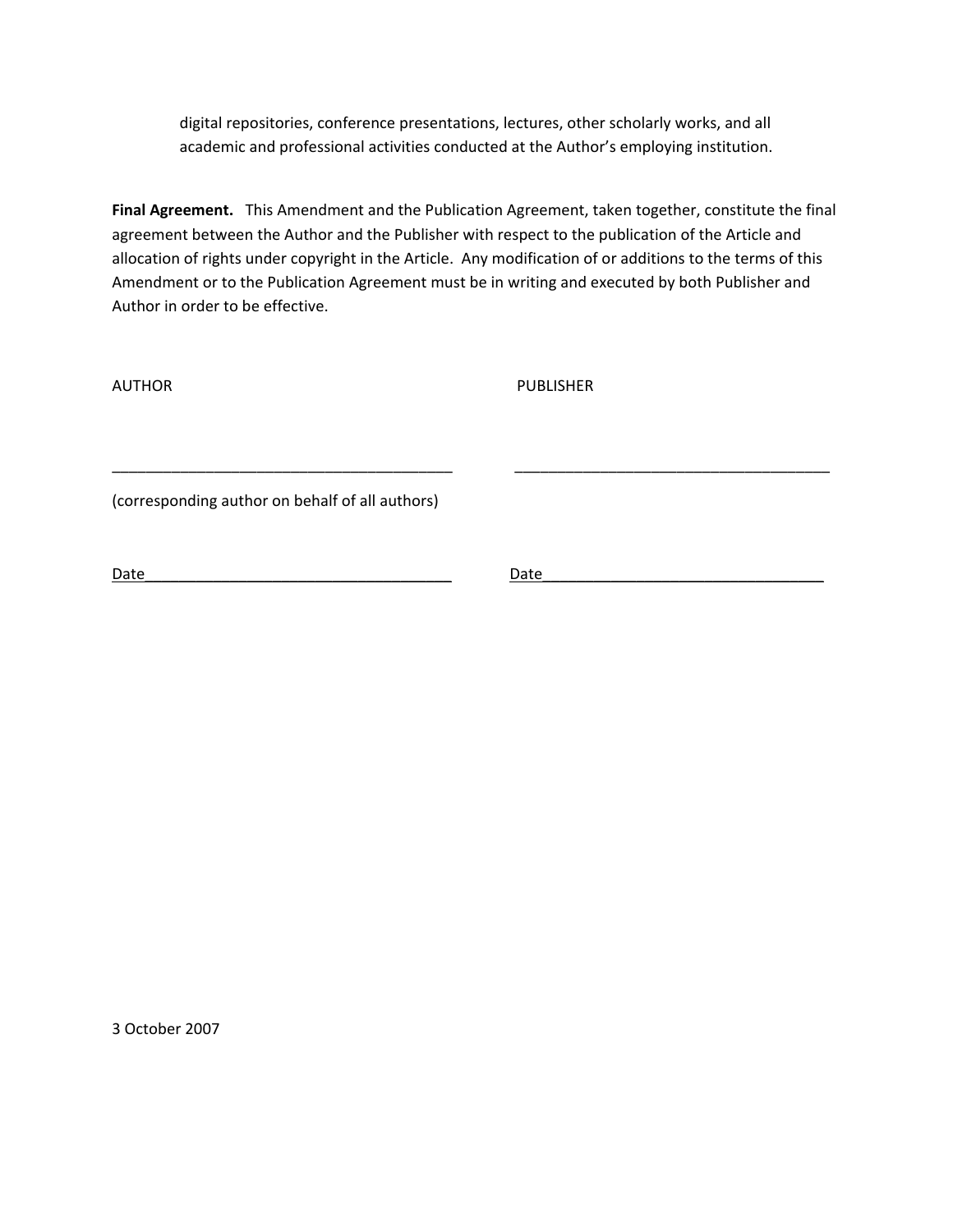digital repositories, conference presentations, lectures, other scholarly works, and all academic and professional activities conducted at the Author's employing institution.

**Final Agreement.** This Amendment and the Publication Agreement, taken together, constitute the final agreement between the Author and the Publisher with respect to the publication of the Article and allocation of rights under copyright in the Article. Any modification of or additions to the terms of this Amendment or to the Publication Agreement must be executed in writing and executed by both Publisher and Author in order to be effective.

| AUTHOR | PUBLISHER |
| --- | --- |
| ________________________________________ | ________________________________________ |
| (corresponding author on behalf of all authors) | |
| Date____________________________________ | Date__________________________________ |

3 October 2007